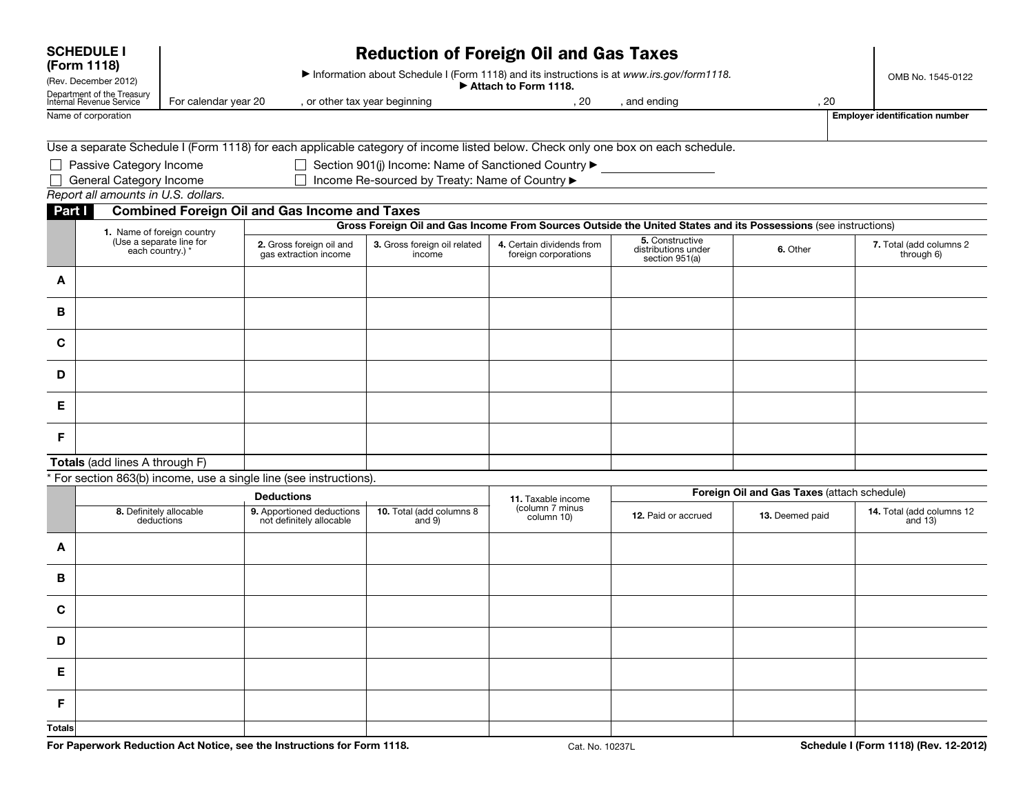**SCHEDULE I (Form 1118)**
(Rev. December 2012)
Department of the Treasury
Internal Revenue Service

# Reduction of Foreign Oil and Gas Taxes

▶ Information about Schedule I (Form 1118) and its instructions is at *www.irs.gov/form1118*.
▶ **Attach to Form 1118.**

OMB No. 1545-0122

For calendar year 20 , or other tax year beginning , 20 , and ending , 20

Name of corporation | **Employer identification number**

Use a separate Schedule I (Form 1118) for each applicable category of income listed below. Check only one box on each schedule.

- ☐ Passive Category Income
- ☐ General Category Income
- ☐ Section 901(j) Income: Name of Sanctioned Country ▶
- ☐ Income Re-sourced by Treaty: Name of Country ▶

*Report all amounts in U.S. dollars.*

## Part I Combined Foreign Oil and Gas Income and Taxes

| | 1. Name of foreign country (Use a separate line for each country.) * | Gross Foreign Oil and Gas Income From Sources Outside the United States and its Possessions (see instructions) | | | | | |
|---|---|---|---|---|---|---|---|
| | | 2. Gross foreign oil and gas extraction income | 3. Gross foreign oil related income | 4. Certain dividends from foreign corporations | 5. Constructive distributions under section 951(a) | 6. Other | 7. Total (add columns 2 through 6) |
| A | | | | | | | |
| B | | | | | | | |
| C | | | | | | | |
| D | | | | | | | |
| E | | | | | | | |
| F | | | | | | | |
| **Totals** (add lines A through F) | | | | | | | |

\* For section 863(b) income, use a single line (see instructions).

| | Deductions | | | 11. Taxable income (column 7 minus column 10) | Foreign Oil and Gas Taxes (attach schedule) | | |
|---|---|---|---|---|---|---|---|
| | 8. Definitely allocable deductions | 9. Apportioned deductions not definitely allocable | 10. Total (add columns 8 and 9) | | 12. Paid or accrued | 13. Deemed paid | 14. Total (add columns 12 and 13) |
| A | | | | | | | |
| B | | | | | | | |
| C | | | | | | | |
| D | | | | | | | |
| E | | | | | | | |
| F | | | | | | | |
| **Totals** | | | | | | | |

**For Paperwork Reduction Act Notice, see the Instructions for Form 1118.** Cat. No. 10237L **Schedule I (Form 1118) (Rev. 12-2012)**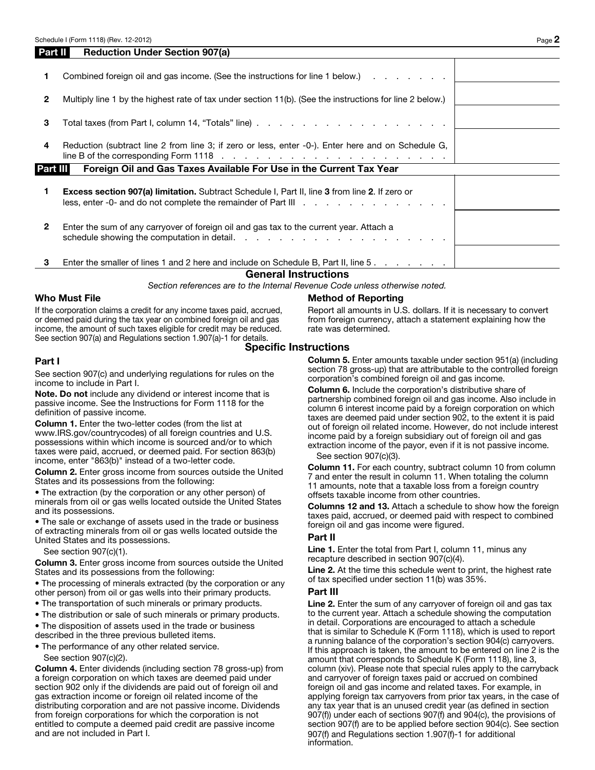## Part II Reduction Under Section 907(a)

| | | |
|---|---|---|
| 1 | Combined foreign oil and gas income. (See the instructions for line 1 below.) | |
| 2 | Multiply line 1 by the highest rate of tax under section 11(b). (See the instructions for line 2 below.) | |
| 3 | Total taxes (from Part I, column 14, "Totals" line) | |
| 4 | Reduction (subtract line 2 from line 3; if zero or less, enter -0-). Enter here and on Schedule G, line B of the corresponding Form 1118 | |

## Part III Foreign Oil and Gas Taxes Available For Use in the Current Tax Year

| | | |
|---|---|---|
| 1 | **Excess section 907(a) limitation.** Subtract Schedule I, Part II, line **3** from line **2**. If zero or less, enter -0- and do not complete the remainder of Part III | |
| 2 | Enter the sum of any carryover of foreign oil and gas tax to the current year. Attach a schedule showing the computation in detail. | |
| 3 | Enter the smaller of lines 1 and 2 here and include on Schedule B, Part II, line 5 | |

# General Instructions

*Section references are to the Internal Revenue Code unless otherwise noted.*

### Who Must File

If the corporation claims a credit for any income taxes paid, accrued, or deemed paid during the tax year on combined foreign oil and gas income, the amount of such taxes eligible for credit may be reduced. See section 907(a) and Regulations section 1.907(a)-1 for details.

### Method of Reporting

Report all amounts in U.S. dollars. If it is necessary to convert from foreign currency, attach a statement explaining how the rate was determined.

# Specific Instructions

### Part I

See section 907(c) and underlying regulations for rules on the income to include in Part I.

**Note. Do not** include any dividend or interest income that is passive income. See the Instructions for Form 1118 for the definition of passive income.

**Column 1.** Enter the two-letter codes (from the list at www.IRS.gov/countrycodes) of all foreign countries and U.S. possessions within which income is sourced and/or to which taxes were paid, accrued, or deemed paid. For section 863(b) income, enter "863(b)" instead of a two-letter code.

**Column 2.** Enter gross income from sources outside the United States and its possessions from the following:

- The extraction (by the corporation or any other person) of minerals from oil or gas wells located outside the United States and its possessions.
- The sale or exchange of assets used in the trade or business of extracting minerals from oil or gas wells located outside the United States and its possessions.

See section 907(c)(1).

**Column 3.** Enter gross income from sources outside the United States and its possessions from the following:

- The processing of minerals extracted (by the corporation or any other person) from oil or gas wells into their primary products.
- The transportation of such minerals or primary products.
- The distribution or sale of such minerals or primary products.
- The disposition of assets used in the trade or business described in the three previous bulleted items.
- The performance of any other related service.

See section 907(c)(2).

**Column 4.** Enter dividends (including section 78 gross-up) from a foreign corporation on which taxes are deemed paid under section 902 only if the dividends are paid out of foreign oil and gas extraction income or foreign oil related income of the distributing corporation and are not passive income. Dividends from foreign corporations for which the corporation is not entitled to compute a deemed paid credit are passive income and are not included in Part I.

**Column 5.** Enter amounts taxable under section 951(a) (including section 78 gross-up) that are attributable to the controlled foreign corporation's combined foreign oil and gas income.

**Column 6.** Include the corporation's distributive share of partnership combined foreign oil and gas income. Also include in column 6 interest income paid by a foreign corporation on which taxes are deemed paid under section 902, to the extent it is paid out of foreign oil related income. However, do not include interest income paid by a foreign subsidiary out of foreign oil and gas extraction income of the payor, even if it is not passive income.

See section 907(c)(3).

**Column 11.** For each country, subtract column 10 from column 7 and enter the result in column 11. When totaling the column 11 amounts, note that a taxable loss from a foreign country offsets taxable income from other countries.

**Columns 12 and 13.** Attach a schedule to show how the foreign taxes paid, accrued, or deemed paid with respect to combined foreign oil and gas income were figured.

### Part II

**Line 1.** Enter the total from Part I, column 11, minus any recapture described in section 907(c)(4).

**Line 2.** At the time this schedule went to print, the highest rate of tax specified under section 11(b) was 35%.

### Part III

**Line 2.** Enter the sum of any carryover of foreign oil and gas tax to the current year. Attach a schedule showing the computation in detail. Corporations are encouraged to attach a schedule that is similar to Schedule K (Form 1118), which is used to report a running balance of the corporation's section 904(c) carryovers. If this approach is taken, the amount to be entered on line 2 is the amount that corresponds to Schedule K (Form 1118), line 3, column (xiv). Please note that special rules apply to the carryback and carryover of foreign taxes paid or accrued on combined foreign oil and gas income and related taxes. For example, in applying foreign tax carryovers from prior tax years, in the case of any tax year that is an unused credit year (as defined in section 907(f)) under each of sections 907(f) and 904(c), the provisions of section 907(f) are to be applied before section 904(c). See section 907(f) and Regulations section 1.907(f)-1 for additional information.